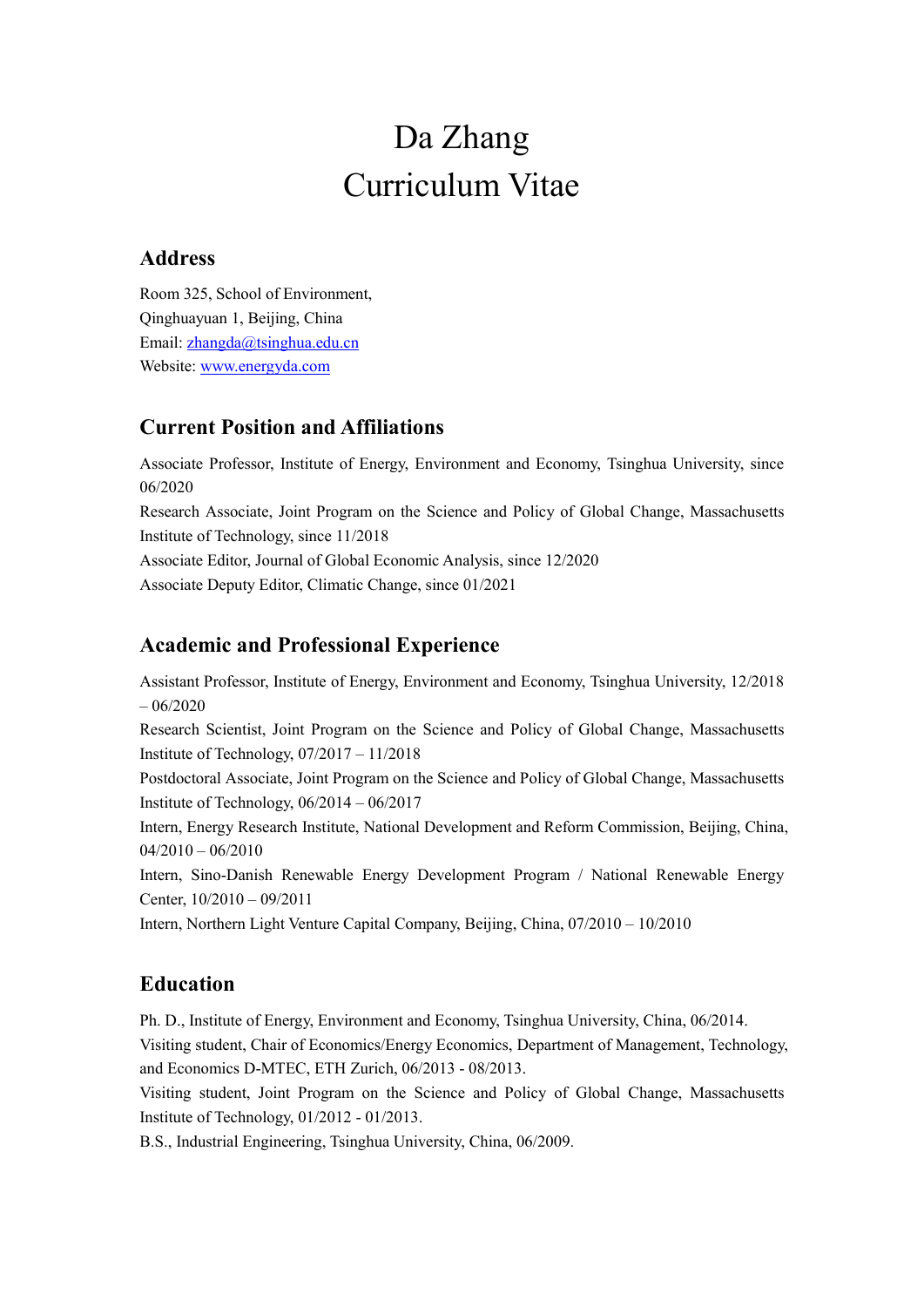# Da Zhang
# Curriculum Vitae

## Address

Room 325, School of Environment,
Qinghuayuan 1, Beijing, China
Email: zhangda@tsinghua.edu.cn
Website: www.energyda.com

## Current Position and Affiliations

Associate Professor, Institute of Energy, Environment and Economy, Tsinghua University, since 06/2020

Research Associate, Joint Program on the Science and Policy of Global Change, Massachusetts Institute of Technology, since 11/2018

Associate Editor, Journal of Global Economic Analysis, since 12/2020

Associate Deputy Editor, Climatic Change, since 01/2021

## Academic and Professional Experience

Assistant Professor, Institute of Energy, Environment and Economy, Tsinghua University, 12/2018 – 06/2020

Research Scientist, Joint Program on the Science and Policy of Global Change, Massachusetts Institute of Technology, 07/2017 – 11/2018

Postdoctoral Associate, Joint Program on the Science and Policy of Global Change, Massachusetts Institute of Technology, 06/2014 – 06/2017

Intern, Energy Research Institute, National Development and Reform Commission, Beijing, China, 04/2010 – 06/2010

Intern, Sino-Danish Renewable Energy Development Program / National Renewable Energy Center, 10/2010 – 09/2011

Intern, Northern Light Venture Capital Company, Beijing, China, 07/2010 – 10/2010

## Education

Ph. D., Institute of Energy, Environment and Economy, Tsinghua University, China, 06/2014.

Visiting student, Chair of Economics/Energy Economics, Department of Management, Technology, and Economics D-MTEC, ETH Zurich, 06/2013 - 08/2013.

Visiting student, Joint Program on the Science and Policy of Global Change, Massachusetts Institute of Technology, 01/2012 - 01/2013.

B.S., Industrial Engineering, Tsinghua University, China, 06/2009.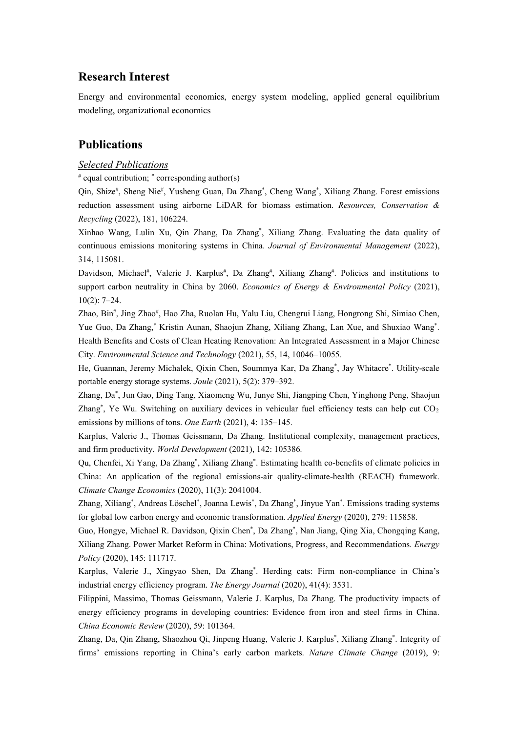## Research Interest

Energy and environmental economics, energy system modeling, applied general equilibrium modeling, organizational economics

## Publications

### *Selected Publications*

[#] equal contribution; [*] corresponding author(s)

Qin, Shize[#], Sheng Nie[#], Yusheng Guan, Da Zhang[*], Cheng Wang[*], Xiliang Zhang. Forest emissions reduction assessment using airborne LiDAR for biomass estimation. *Resources, Conservation & Recycling* (2022), 181, 106224.

Xinhao Wang, Lulin Xu, Qin Zhang, Da Zhang[*], Xiliang Zhang. Evaluating the data quality of continuous emissions monitoring systems in China. *Journal of Environmental Management* (2022), 314, 115081.

Davidson, Michael[#], Valerie J. Karplus[#], Da Zhang[#], Xiliang Zhang[#]. Policies and institutions to support carbon neutrality in China by 2060. *Economics of Energy & Environmental Policy* (2021), 10(2): 7–24.

Zhao, Bin[#], Jing Zhao[#], Hao Zha, Ruolan Hu, Yalu Liu, Chengrui Liang, Hongrong Shi, Simiao Chen, Yue Guo, Da Zhang,[*] Kristin Aunan, Shaojun Zhang, Xiliang Zhang, Lan Xue, and Shuxiao Wang[*]. Health Benefits and Costs of Clean Heating Renovation: An Integrated Assessment in a Major Chinese City. *Environmental Science and Technology* (2021), 55, 14, 10046–10055.

He, Guannan, Jeremy Michalek, Qixin Chen, Soummya Kar, Da Zhang[*], Jay Whitacre[*]. Utility-scale portable energy storage systems. *Joule* (2021), 5(2): 379–392.

Zhang, Da[*], Jun Gao, Ding Tang, Xiaomeng Wu, Junye Shi, Jiangping Chen, Yinghong Peng, Shaojun Zhang[*], Ye Wu. Switching on auxiliary devices in vehicular fuel efficiency tests can help cut $CO_2$ emissions by millions of tons. *One Earth* (2021), 4: 135–145.

Karplus, Valerie J., Thomas Geissmann, Da Zhang. Institutional complexity, management practices, and firm productivity. *World Development* (2021), 142: 105386.

Qu, Chenfei, Xi Yang, Da Zhang[*], Xiliang Zhang[*]. Estimating health co-benefits of climate policies in China: An application of the regional emissions-air quality-climate-health (REACH) framework. *Climate Change Economics* (2020), 11(3): 2041004.

Zhang, Xiliang[*], Andreas Löschel[*], Joanna Lewis[*], Da Zhang[*], Jinyue Yan[*]. Emissions trading systems for global low carbon energy and economic transformation. *Applied Energy* (2020), 279: 115858.

Guo, Hongye, Michael R. Davidson, Qixin Chen[*], Da Zhang[*], Nan Jiang, Qing Xia, Chongqing Kang, Xiliang Zhang. Power Market Reform in China: Motivations, Progress, and Recommendations. *Energy Policy* (2020), 145: 111717.

Karplus, Valerie J., Xingyao Shen, Da Zhang[*]. Herding cats: Firm non-compliance in China's industrial energy efficiency program. *The Energy Journal* (2020), 41(4): 3531.

Filippini, Massimo, Thomas Geissmann, Valerie J. Karplus, Da Zhang. The productivity impacts of energy efficiency programs in developing countries: Evidence from iron and steel firms in China. *China Economic Review* (2020), 59: 101364.

Zhang, Da, Qin Zhang, Shaozhou Qi, Jinpeng Huang, Valerie J. Karplus[*], Xiliang Zhang[*]. Integrity of firms' emissions reporting in China's early carbon markets. *Nature Climate Change* (2019), 9: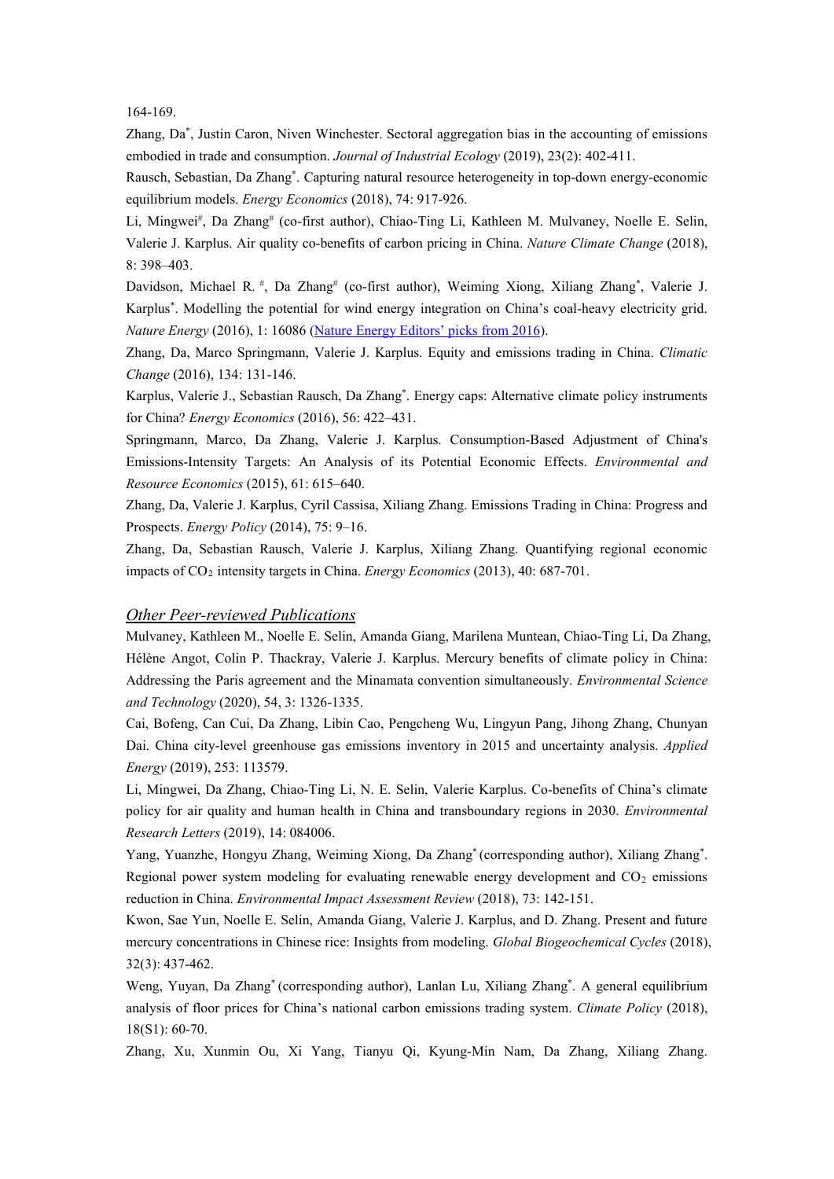164-169.

Zhang, Da[*], Justin Caron, Niven Winchester. Sectoral aggregation bias in the accounting of emissions embodied in trade and consumption. *Journal of Industrial Ecology* (2019), 23(2): 402-411.

Rausch, Sebastian, Da Zhang[*]. Capturing natural resource heterogeneity in top-down energy-economic equilibrium models. *Energy Economics* (2018), 74: 917-926.

Li, Mingwei[#], Da Zhang[#] (co-first author), Chiao-Ting Li, Kathleen M. Mulvaney, Noelle E. Selin, Valerie J. Karplus. Air quality co-benefits of carbon pricing in China. *Nature Climate Change* (2018), 8: 398–403.

Davidson, Michael R. [#], Da Zhang[#] (co-first author), Weiming Xiong, Xiliang Zhang[*], Valerie J. Karplus[*]. Modelling the potential for wind energy integration on China's coal-heavy electricity grid. *Nature Energy* (2016), 1: 16086 (Nature Energy Editors' picks from 2016).

Zhang, Da, Marco Springmann, Valerie J. Karplus. Equity and emissions trading in China. *Climatic Change* (2016), 134: 131-146.

Karplus, Valerie J., Sebastian Rausch, Da Zhang[*]. Energy caps: Alternative climate policy instruments for China? *Energy Economics* (2016), 56: 422–431.

Springmann, Marco, Da Zhang, Valerie J. Karplus. Consumption-Based Adjustment of China's Emissions-Intensity Targets: An Analysis of its Potential Economic Effects. *Environmental and Resource Economics* (2015), 61: 615–640.

Zhang, Da, Valerie J. Karplus, Cyril Cassisa, Xiliang Zhang. Emissions Trading in China: Progress and Prospects. *Energy Policy* (2014), 75: 9–16.

Zhang, Da, Sebastian Rausch, Valerie J. Karplus, Xiliang Zhang. Quantifying regional economic impacts of $CO_2$ intensity targets in China. *Energy Economics* (2013), 40: 687-701.

## *Other Peer-reviewed Publications*

Mulvaney, Kathleen M., Noelle E. Selin, Amanda Giang, Marilena Muntean, Chiao-Ting Li, Da Zhang, Hélène Angot, Colin P. Thackray, Valerie J. Karplus. Mercury benefits of climate policy in China: Addressing the Paris agreement and the Minamata convention simultaneously. *Environmental Science and Technology* (2020), 54, 3: 1326-1335.

Cai, Bofeng, Can Cui, Da Zhang, Libin Cao, Pengcheng Wu, Lingyun Pang, Jihong Zhang, Chunyan Dai. China city-level greenhouse gas emissions inventory in 2015 and uncertainty analysis. *Applied Energy* (2019), 253: 113579.

Li, Mingwei, Da Zhang, Chiao-Ting Li, N. E. Selin, Valerie Karplus. Co-benefits of China's climate policy for air quality and human health in China and transboundary regions in 2030. *Environmental Research Letters* (2019), 14: 084006.

Yang, Yuanzhe, Hongyu Zhang, Weiming Xiong, Da Zhang[*] (corresponding author), Xiliang Zhang[*]. Regional power system modeling for evaluating renewable energy development and $CO_2$ emissions reduction in China. *Environmental Impact Assessment Review* (2018), 73: 142-151.

Kwon, Sae Yun, Noelle E. Selin, Amanda Giang, Valerie J. Karplus, and D. Zhang. Present and future mercury concentrations in Chinese rice: Insights from modeling. *Global Biogeochemical Cycles* (2018), 32(3): 437-462.

Weng, Yuyan, Da Zhang[*] (corresponding author), Lanlan Lu, Xiliang Zhang[*]. A general equilibrium analysis of floor prices for China's national carbon emissions trading system. *Climate Policy* (2018), 18(S1): 60-70.

Zhang, Xu, Xunmin Ou, Xi Yang, Tianyu Qi, Kyung-Min Nam, Da Zhang, Xiliang Zhang.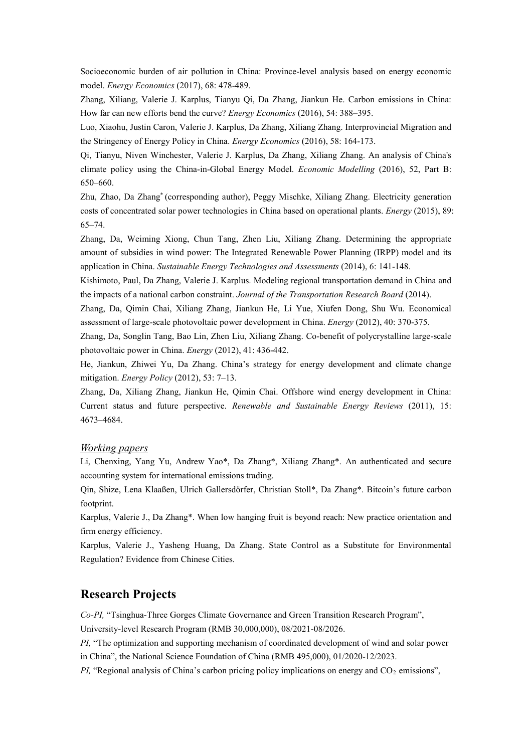Socioeconomic burden of air pollution in China: Province-level analysis based on energy economic model. *Energy Economics* (2017), 68: 478-489.

Zhang, Xiliang, Valerie J. Karplus, Tianyu Qi, Da Zhang, Jiankun He. Carbon emissions in China: How far can new efforts bend the curve? *Energy Economics* (2016), 54: 388–395.

Luo, Xiaohu, Justin Caron, Valerie J. Karplus, Da Zhang, Xiliang Zhang. Interprovincial Migration and the Stringency of Energy Policy in China. *Energy Economics* (2016), 58: 164-173.

Qi, Tianyu, Niven Winchester, Valerie J. Karplus, Da Zhang, Xiliang Zhang. An analysis of China's climate policy using the China-in-Global Energy Model. *Economic Modelling* (2016), 52, Part B: 650–660.

Zhu, Zhao, Da Zhang* (corresponding author), Peggy Mischke, Xiliang Zhang. Electricity generation costs of concentrated solar power technologies in China based on operational plants. *Energy* (2015), 89: 65–74.

Zhang, Da, Weiming Xiong, Chun Tang, Zhen Liu, Xiliang Zhang. Determining the appropriate amount of subsidies in wind power: The Integrated Renewable Power Planning (IRPP) model and its application in China. *Sustainable Energy Technologies and Assessments* (2014), 6: 141-148.

Kishimoto, Paul, Da Zhang, Valerie J. Karplus. Modeling regional transportation demand in China and the impacts of a national carbon constraint. *Journal of the Transportation Research Board* (2014).

Zhang, Da, Qimin Chai, Xiliang Zhang, Jiankun He, Li Yue, Xiufen Dong, Shu Wu. Economical assessment of large-scale photovoltaic power development in China. *Energy* (2012), 40: 370-375.

Zhang, Da, Songlin Tang, Bao Lin, Zhen Liu, Xiliang Zhang. Co-benefit of polycrystalline large-scale photovoltaic power in China. *Energy* (2012), 41: 436-442.

He, Jiankun, Zhiwei Yu, Da Zhang. China's strategy for energy development and climate change mitigation. *Energy Policy* (2012), 53: 7–13.

Zhang, Da, Xiliang Zhang, Jiankun He, Qimin Chai. Offshore wind energy development in China: Current status and future perspective. *Renewable and Sustainable Energy Reviews* (2011), 15: 4673–4684.

### *Working papers*

Li, Chenxing, Yang Yu, Andrew Yao*, Da Zhang*, Xiliang Zhang*. An authenticated and secure accounting system for international emissions trading.

Qin, Shize, Lena Klaaßen, Ulrich Gallersdörfer, Christian Stoll*, Da Zhang*. Bitcoin's future carbon footprint.

Karplus, Valerie J., Da Zhang*. When low hanging fruit is beyond reach: New practice orientation and firm energy efficiency.

Karplus, Valerie J., Yasheng Huang, Da Zhang. State Control as a Substitute for Environmental Regulation? Evidence from Chinese Cities.

## Research Projects

*Co-PI,* "Tsinghua-Three Gorges Climate Governance and Green Transition Research Program", University-level Research Program (RMB 30,000,000), 08/2021-08/2026.

*PI,* "The optimization and supporting mechanism of coordinated development of wind and solar power in China", the National Science Foundation of China (RMB 495,000), 01/2020-12/2023.

*PI,* "Regional analysis of China's carbon pricing policy implications on energy and $CO_2$ emissions",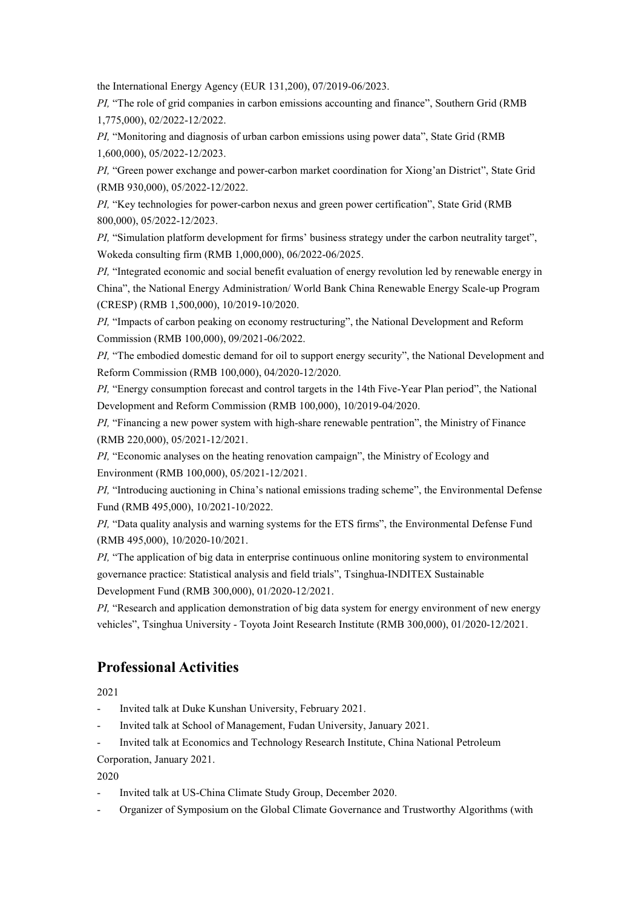the International Energy Agency (EUR 131,200), 07/2019-06/2023.

*PI,* "The role of grid companies in carbon emissions accounting and finance", Southern Grid (RMB 1,775,000), 02/2022-12/2022.

*PI,* "Monitoring and diagnosis of urban carbon emissions using power data", State Grid (RMB 1,600,000), 05/2022-12/2023.

*PI,* "Green power exchange and power-carbon market coordination for Xiong'an District", State Grid (RMB 930,000), 05/2022-12/2022.

*PI,* "Key technologies for power-carbon nexus and green power certification", State Grid (RMB 800,000), 05/2022-12/2023.

*PI,* "Simulation platform development for firms' business strategy under the carbon neutrality target", Wokeda consulting firm (RMB 1,000,000), 06/2022-06/2025.

*PI,* "Integrated economic and social benefit evaluation of energy revolution led by renewable energy in China", the National Energy Administration/ World Bank China Renewable Energy Scale-up Program (CRESP) (RMB 1,500,000), 10/2019-10/2020.

*PI,* "Impacts of carbon peaking on economy restructuring", the National Development and Reform Commission (RMB 100,000), 09/2021-06/2022.

*PI,* "The embodied domestic demand for oil to support energy security", the National Development and Reform Commission (RMB 100,000), 04/2020-12/2020.

*PI,* "Energy consumption forecast and control targets in the 14th Five-Year Plan period", the National Development and Reform Commission (RMB 100,000), 10/2019-04/2020.

*PI,* "Financing a new power system with high-share renewable pentration", the Ministry of Finance (RMB 220,000), 05/2021-12/2021.

*PI,* "Economic analyses on the heating renovation campaign", the Ministry of Ecology and Environment (RMB 100,000), 05/2021-12/2021.

*PI,* "Introducing auctioning in China's national emissions trading scheme", the Environmental Defense Fund (RMB 495,000), 10/2021-10/2022.

*PI,* "Data quality analysis and warning systems for the ETS firms", the Environmental Defense Fund (RMB 495,000), 10/2020-10/2021.

*PI,* "The application of big data in enterprise continuous online monitoring system to environmental governance practice: Statistical analysis and field trials", Tsinghua-INDITEX Sustainable Development Fund (RMB 300,000), 01/2020-12/2021.

*PI,* "Research and application demonstration of big data system for energy environment of new energy vehicles", Tsinghua University - Toyota Joint Research Institute (RMB 300,000), 01/2020-12/2021.

## Professional Activities

2021

- Invited talk at Duke Kunshan University, February 2021.
- Invited talk at School of Management, Fudan University, January 2021.
- Invited talk at Economics and Technology Research Institute, China National Petroleum Corporation, January 2021.

2020

- Invited talk at US-China Climate Study Group, December 2020.
- Organizer of Symposium on the Global Climate Governance and Trustworthy Algorithms (with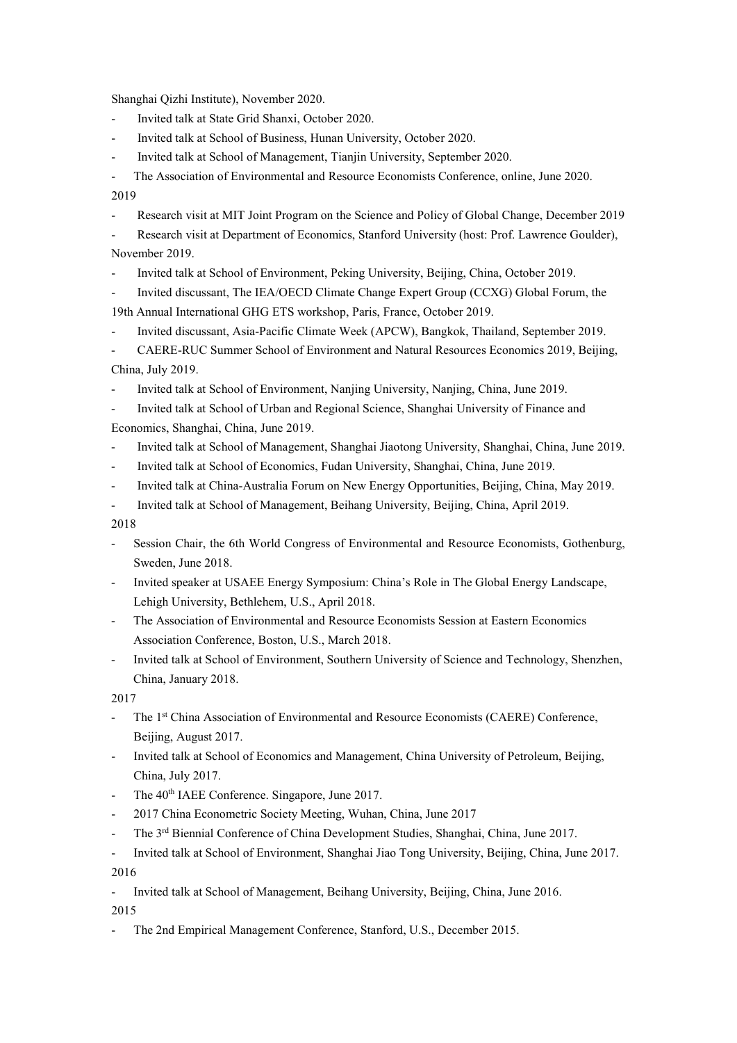Shanghai Qizhi Institute), November 2020.

- Invited talk at State Grid Shanxi, October 2020.
- Invited talk at School of Business, Hunan University, October 2020.
- Invited talk at School of Management, Tianjin University, September 2020.
- The Association of Environmental and Resource Economists Conference, online, June 2020.

2019

- Research visit at MIT Joint Program on the Science and Policy of Global Change, December 2019
- Research visit at Department of Economics, Stanford University (host: Prof. Lawrence Goulder), November 2019.
- Invited talk at School of Environment, Peking University, Beijing, China, October 2019.
- Invited discussant, The IEA/OECD Climate Change Expert Group (CCXG) Global Forum, the 19th Annual International GHG ETS workshop, Paris, France, October 2019.
- Invited discussant, Asia-Pacific Climate Week (APCW), Bangkok, Thailand, September 2019.
- CAERE-RUC Summer School of Environment and Natural Resources Economics 2019, Beijing, China, July 2019.
- Invited talk at School of Environment, Nanjing University, Nanjing, China, June 2019.
- Invited talk at School of Urban and Regional Science, Shanghai University of Finance and Economics, Shanghai, China, June 2019.
- Invited talk at School of Management, Shanghai Jiaotong University, Shanghai, China, June 2019.
- Invited talk at School of Economics, Fudan University, Shanghai, China, June 2019.
- Invited talk at China-Australia Forum on New Energy Opportunities, Beijing, China, May 2019.
- Invited talk at School of Management, Beihang University, Beijing, China, April 2019.

2018

- Session Chair, the 6th World Congress of Environmental and Resource Economists, Gothenburg, Sweden, June 2018.
- Invited speaker at USAEE Energy Symposium: China's Role in The Global Energy Landscape, Lehigh University, Bethlehem, U.S., April 2018.
- The Association of Environmental and Resource Economists Session at Eastern Economics Association Conference, Boston, U.S., March 2018.
- Invited talk at School of Environment, Southern University of Science and Technology, Shenzhen, China, January 2018.

2017

- The 1st China Association of Environmental and Resource Economists (CAERE) Conference, Beijing, August 2017.
- Invited talk at School of Economics and Management, China University of Petroleum, Beijing, China, July 2017.
- The 40th IAEE Conference. Singapore, June 2017.
- 2017 China Econometric Society Meeting, Wuhan, China, June 2017
- The 3rd Biennial Conference of China Development Studies, Shanghai, China, June 2017.
- Invited talk at School of Environment, Shanghai Jiao Tong University, Beijing, China, June 2017.

2016

- Invited talk at School of Management, Beihang University, Beijing, China, June 2016.

2015

- The 2nd Empirical Management Conference, Stanford, U.S., December 2015.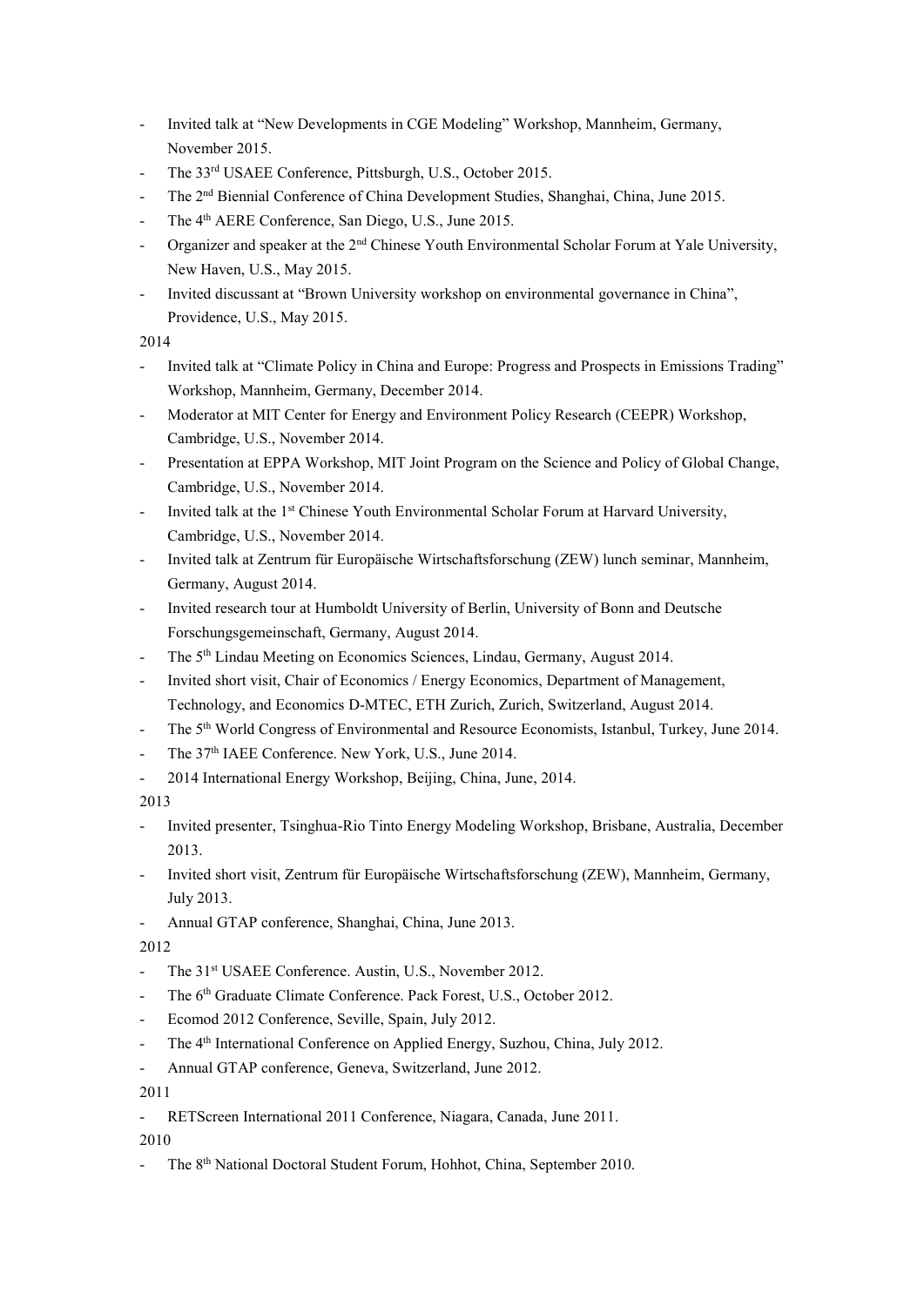- Invited talk at "New Developments in CGE Modeling" Workshop, Mannheim, Germany, November 2015.
- The 33rd USAEE Conference, Pittsburgh, U.S., October 2015.
- The 2nd Biennial Conference of China Development Studies, Shanghai, China, June 2015.
- The 4th AERE Conference, San Diego, U.S., June 2015.
- Organizer and speaker at the 2nd Chinese Youth Environmental Scholar Forum at Yale University, New Haven, U.S., May 2015.
- Invited discussant at "Brown University workshop on environmental governance in China", Providence, U.S., May 2015.

2014

- Invited talk at "Climate Policy in China and Europe: Progress and Prospects in Emissions Trading" Workshop, Mannheim, Germany, December 2014.
- Moderator at MIT Center for Energy and Environment Policy Research (CEEPR) Workshop, Cambridge, U.S., November 2014.
- Presentation at EPPA Workshop, MIT Joint Program on the Science and Policy of Global Change, Cambridge, U.S., November 2014.
- Invited talk at the 1st Chinese Youth Environmental Scholar Forum at Harvard University, Cambridge, U.S., November 2014.
- Invited talk at Zentrum für Europäische Wirtschaftsforschung (ZEW) lunch seminar, Mannheim, Germany, August 2014.
- Invited research tour at Humboldt University of Berlin, University of Bonn and Deutsche Forschungsgemeinschaft, Germany, August 2014.
- The 5th Lindau Meeting on Economics Sciences, Lindau, Germany, August 2014.
- Invited short visit, Chair of Economics / Energy Economics, Department of Management, Technology, and Economics D-MTEC, ETH Zurich, Zurich, Switzerland, August 2014.
- The 5th World Congress of Environmental and Resource Economists, Istanbul, Turkey, June 2014.
- The 37th IAEE Conference. New York, U.S., June 2014.
- 2014 International Energy Workshop, Beijing, China, June, 2014.

2013

- Invited presenter, Tsinghua-Rio Tinto Energy Modeling Workshop, Brisbane, Australia, December 2013.
- Invited short visit, Zentrum für Europäische Wirtschaftsforschung (ZEW), Mannheim, Germany, July 2013.
- Annual GTAP conference, Shanghai, China, June 2013.

2012

- The 31st USAEE Conference. Austin, U.S., November 2012.
- The 6th Graduate Climate Conference. Pack Forest, U.S., October 2012.
- Ecomod 2012 Conference, Seville, Spain, July 2012.
- The 4th International Conference on Applied Energy, Suzhou, China, July 2012.
- Annual GTAP conference, Geneva, Switzerland, June 2012.

2011

- RETScreen International 2011 Conference, Niagara, Canada, June 2011.

2010

- The 8th National Doctoral Student Forum, Hohhot, China, September 2010.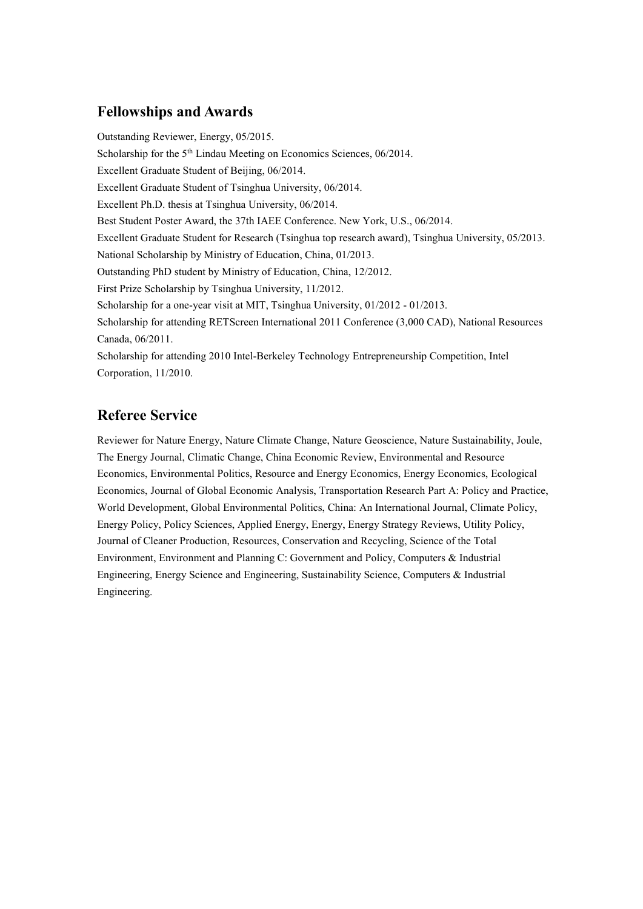## Fellowships and Awards

Outstanding Reviewer, Energy, 05/2015.

Scholarship for the 5th Lindau Meeting on Economics Sciences, 06/2014.

Excellent Graduate Student of Beijing, 06/2014.

Excellent Graduate Student of Tsinghua University, 06/2014.

Excellent Ph.D. thesis at Tsinghua University, 06/2014.

Best Student Poster Award, the 37th IAEE Conference. New York, U.S., 06/2014.

Excellent Graduate Student for Research (Tsinghua top research award), Tsinghua University, 05/2013.

National Scholarship by Ministry of Education, China, 01/2013.

Outstanding PhD student by Ministry of Education, China, 12/2012.

First Prize Scholarship by Tsinghua University, 11/2012.

Scholarship for a one-year visit at MIT, Tsinghua University, 01/2012 - 01/2013.

Scholarship for attending RETScreen International 2011 Conference (3,000 CAD), National Resources Canada, 06/2011.

Scholarship for attending 2010 Intel-Berkeley Technology Entrepreneurship Competition, Intel Corporation, 11/2010.

## Referee Service

Reviewer for Nature Energy, Nature Climate Change, Nature Geoscience, Nature Sustainability, Joule, The Energy Journal, Climatic Change, China Economic Review, Environmental and Resource Economics, Environmental Politics, Resource and Energy Economics, Energy Economics, Ecological Economics, Journal of Global Economic Analysis, Transportation Research Part A: Policy and Practice, World Development, Global Environmental Politics, China: An International Journal, Climate Policy, Energy Policy, Policy Sciences, Applied Energy, Energy, Energy Strategy Reviews, Utility Policy, Journal of Cleaner Production, Resources, Conservation and Recycling, Science of the Total Environment, Environment and Planning C: Government and Policy, Computers & Industrial Engineering, Energy Science and Engineering, Sustainability Science, Computers & Industrial Engineering.